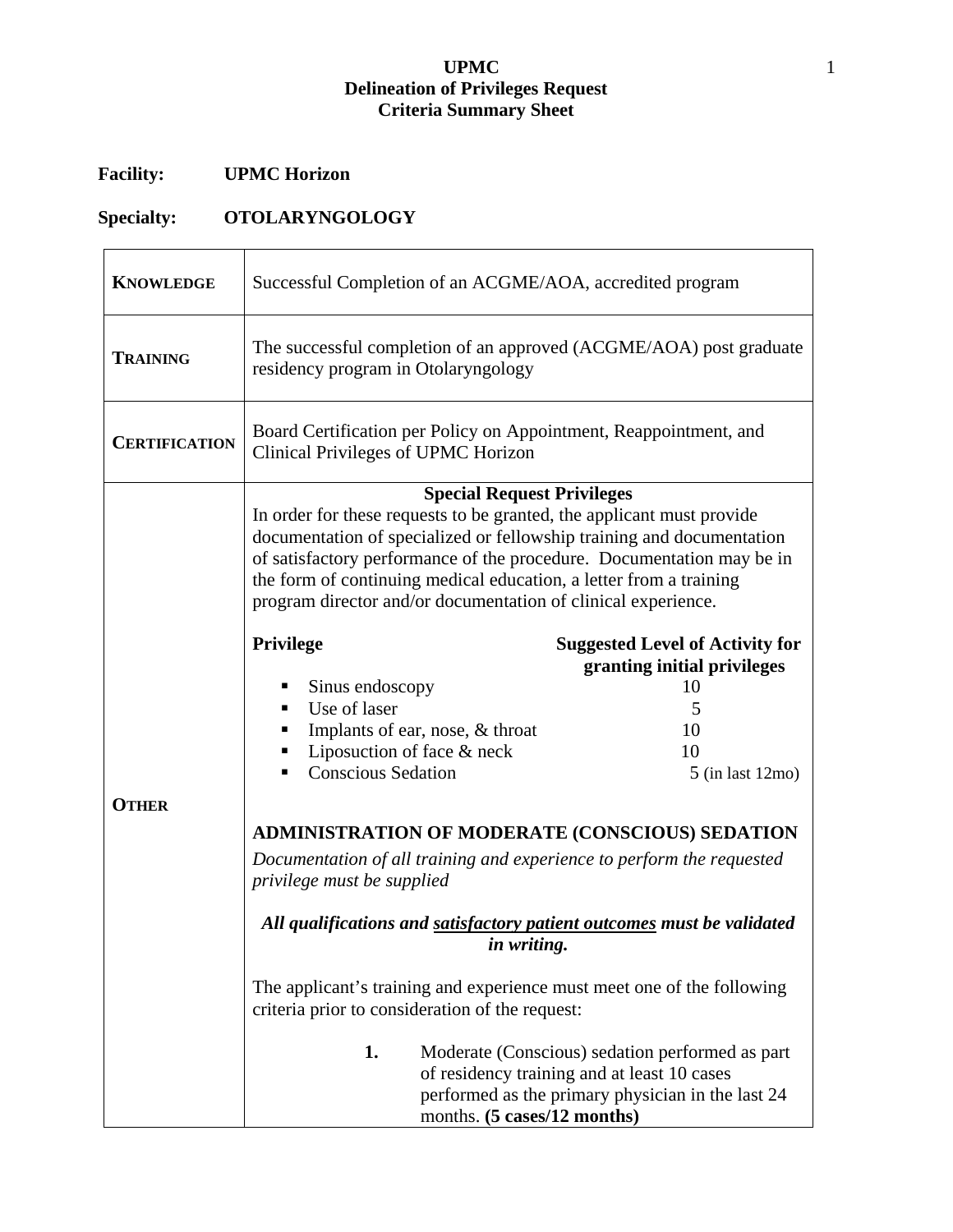# UPMC
## Delineation of Privileges Request
## Criteria Summary Sheet

**Facility:** **UPMC Horizon**

**Specialty:** **OTOLARYNGOLOGY**

| | |
|---|---|
| **KNOWLEDGE** | Successful Completion of an ACGME/AOA, accredited program |
| **TRAINING** | The successful completion of an approved (ACGME/AOA) post graduate residency program in Otolaryngology |
| **CERTIFICATION** | Board Certification per Policy on Appointment, Reappointment, and Clinical Privileges of UPMC Horizon |
| **OTHER** | **Special Request Privileges**<br>In order for these requests to be granted, the applicant must provide documentation of specialized or fellowship training and documentation of satisfactory performance of the procedure. Documentation may be in the form of continuing medical education, a letter from a training program director and/or documentation of clinical experience.<br><br>**Privilege** — **Suggested Level of Activity for granting initial privileges**<br>▪ Sinus endoscopy — 10<br>▪ Use of laser — 5<br>▪ Implants of ear, nose, & throat — 10<br>▪ Liposuction of face & neck — 10<br>▪ Conscious Sedation — 5 (in last 12mo)<br><br>**ADMINISTRATION OF MODERATE (CONSCIOUS) SEDATION**<br>*Documentation of all training and experience to perform the requested privilege must be supplied*<br><br>***All qualifications and <u>satisfactory patient outcomes</u> must be validated in writing.***<br><br>The applicant's training and experience must meet one of the following criteria prior to consideration of the request:<br><br>**1.** Moderate (Conscious) sedation performed as part of residency training and at least 10 cases performed as the primary physician in the last 24 months. **(5 cases/12 months)** |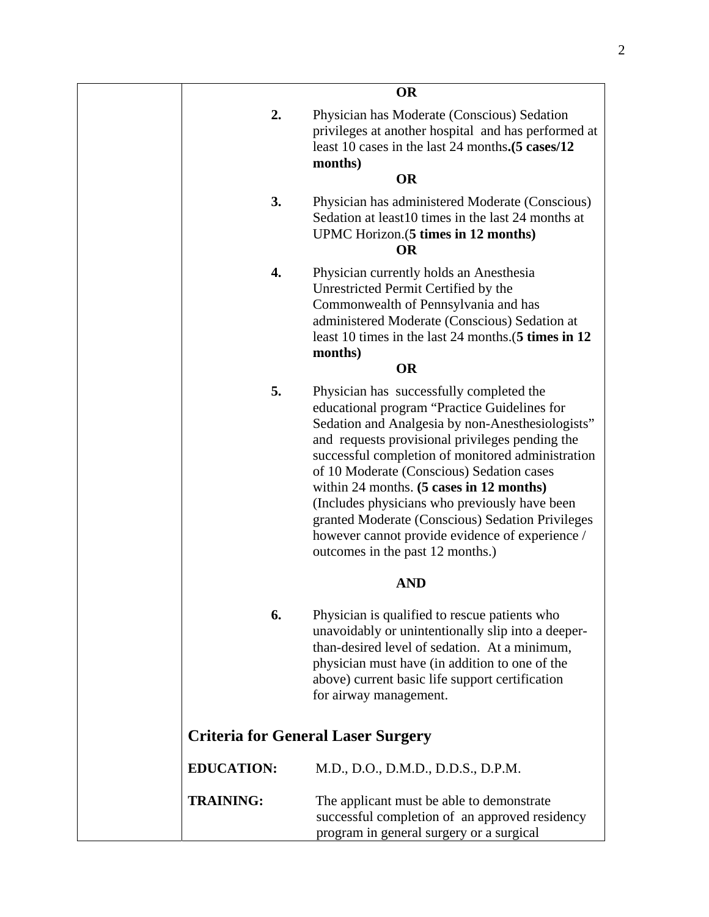**OR**

2. Physician has Moderate (Conscious) Sedation privileges at another hospital and has performed at least 10 cases in the last 24 months**.(5 cases/12 months)**

**OR**

3. Physician has administered Moderate (Conscious) Sedation at least10 times in the last 24 months at UPMC Horizon.(**5 times in 12 months)**

**OR**

4. Physician currently holds an Anesthesia Unrestricted Permit Certified by the Commonwealth of Pennsylvania and has administered Moderate (Conscious) Sedation at least 10 times in the last 24 months.(**5 times in 12 months)**

**OR**

5. Physician has successfully completed the educational program "Practice Guidelines for Sedation and Analgesia by non-Anesthesiologists" and requests provisional privileges pending the successful completion of monitored administration of 10 Moderate (Conscious) Sedation cases within 24 months. **(5 cases in 12 months)** (Includes physicians who previously have been granted Moderate (Conscious) Sedation Privileges however cannot provide evidence of experience / outcomes in the past 12 months.)

**AND**

6. Physician is qualified to rescue patients who unavoidably or unintentionally slip into a deeper-than-desired level of sedation. At a minimum, physician must have (in addition to one of the above) current basic life support certification for airway management.

## Criteria for General Laser Surgery

**EDUCATION:** M.D., D.O., D.M.D., D.D.S., D.P.M.

**TRAINING:** The applicant must be able to demonstrate successful completion of an approved residency program in general surgery or a surgical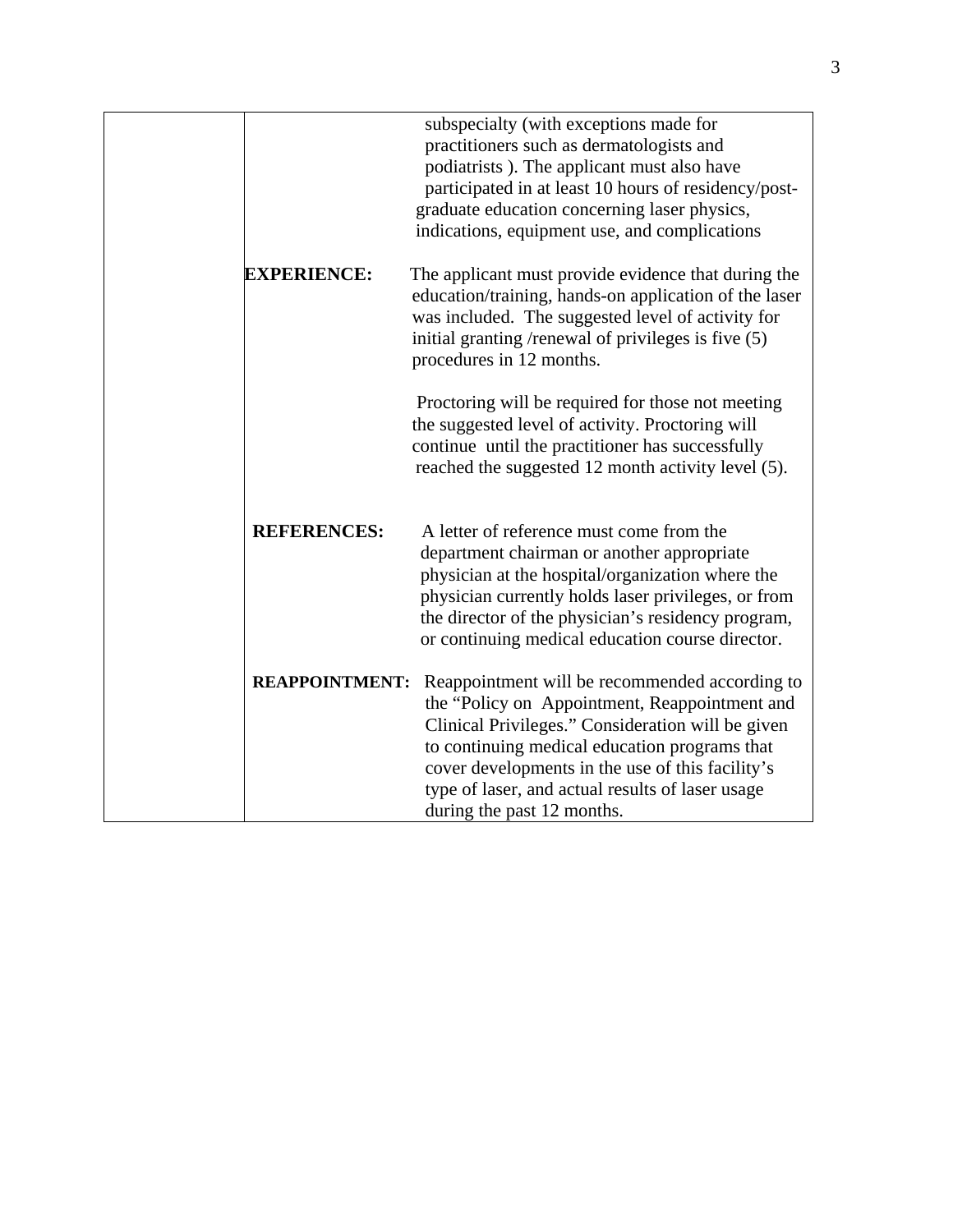| | | |
|---|---|---|
| | | subspecialty (with exceptions made for practitioners such as dermatologists and podiatrists ). The applicant must also have participated in at least 10 hours of residency/post-graduate education concerning laser physics, indications, equipment use, and complications |
| | **EXPERIENCE:** | The applicant must provide evidence that during the education/training, hands-on application of the laser was included. The suggested level of activity for initial granting /renewal of privileges is five (5) procedures in 12 months.<br><br>Proctoring will be required for those not meeting the suggested level of activity. Proctoring will continue until the practitioner has successfully reached the suggested 12 month activity level (5). |
| | **REFERENCES:** | A letter of reference must come from the department chairman or another appropriate physician at the hospital/organization where the physician currently holds laser privileges, or from the director of the physician's residency program, or continuing medical education course director. |
| | **REAPPOINTMENT:** | Reappointment will be recommended according to the "Policy on Appointment, Reappointment and Clinical Privileges." Consideration will be given to continuing medical education programs that cover developments in the use of this facility's type of laser, and actual results of laser usage during the past 12 months. |